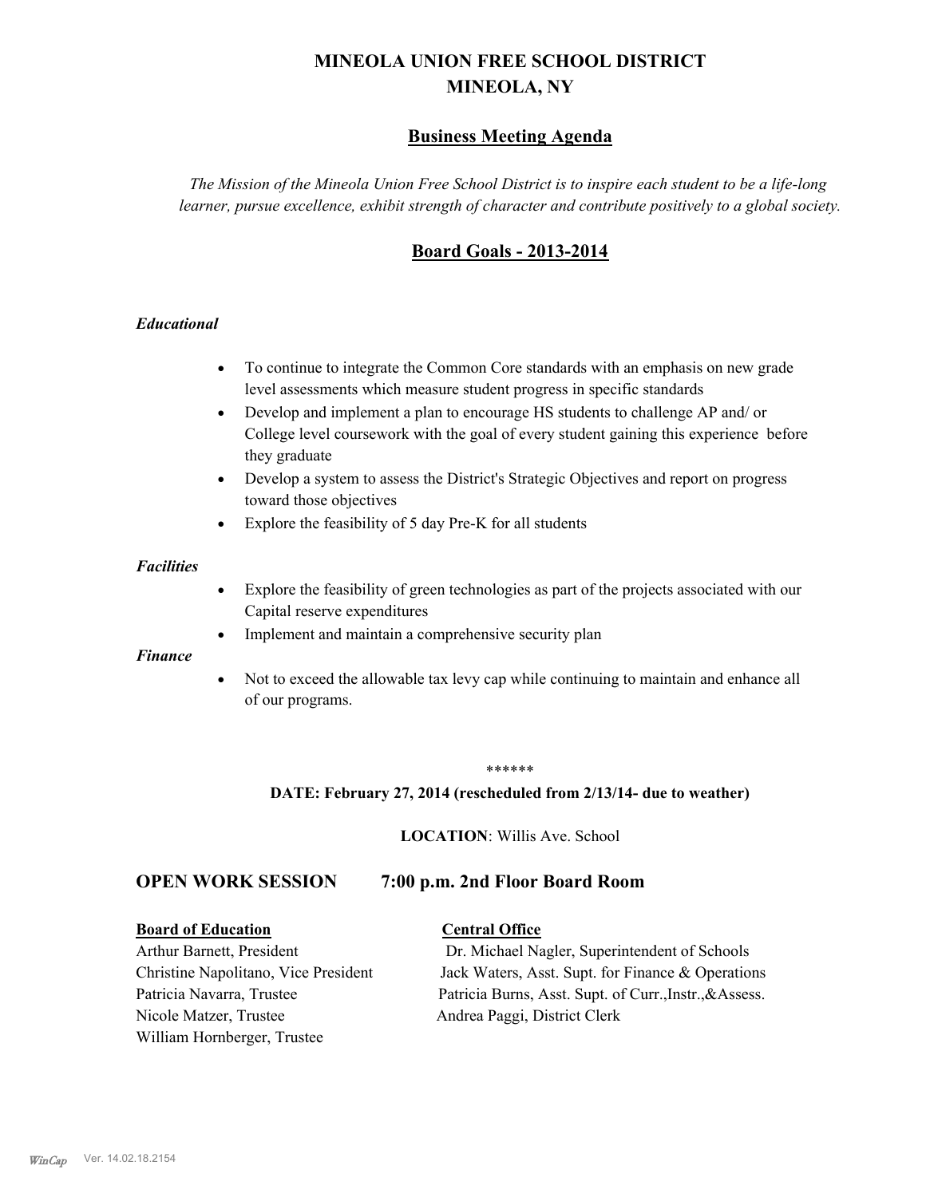# MINEOLA UNION FREE SCHOOL DISTRICT
# MINEOLA, NY

## Business Meeting Agenda

*The Mission of the Mineola Union Free School District is to inspire each student to be a life-long learner, pursue excellence, exhibit strength of character and contribute positively to a global society.*

## Board Goals - 2013-2014

### *Educational*

- To continue to integrate the Common Core standards with an emphasis on new grade level assessments which measure student progress in specific standards
- Develop and implement a plan to encourage HS students to challenge AP and/ or College level coursework with the goal of every student gaining this experience before they graduate
- Develop a system to assess the District's Strategic Objectives and report on progress toward those objectives
- Explore the feasibility of 5 day Pre-K for all students

### *Facilities*

- Explore the feasibility of green technologies as part of the projects associated with our Capital reserve expenditures
- Implement and maintain a comprehensive security plan

### *Finance*

- Not to exceed the allowable tax levy cap while continuing to maintain and enhance all of our programs.

******

**DATE: February 27, 2014 (rescheduled from 2/13/14- due to weather)**

**LOCATION**: Willis Ave. School

## OPEN WORK SESSION 7:00 p.m. 2nd Floor Board Room

| **Board of Education** | **Central Office** |
| --- | --- |
| Arthur Barnett, President | Dr. Michael Nagler, Superintendent of Schools |
| Christine Napolitano, Vice President | Jack Waters, Asst. Supt. for Finance & Operations |
| Patricia Navarra, Trustee | Patricia Burns, Asst. Supt. of Curr.,Instr.,&Assess. |
| Nicole Matzer, Trustee | Andrea Paggi, District Clerk |
| William Hornberger, Trustee | |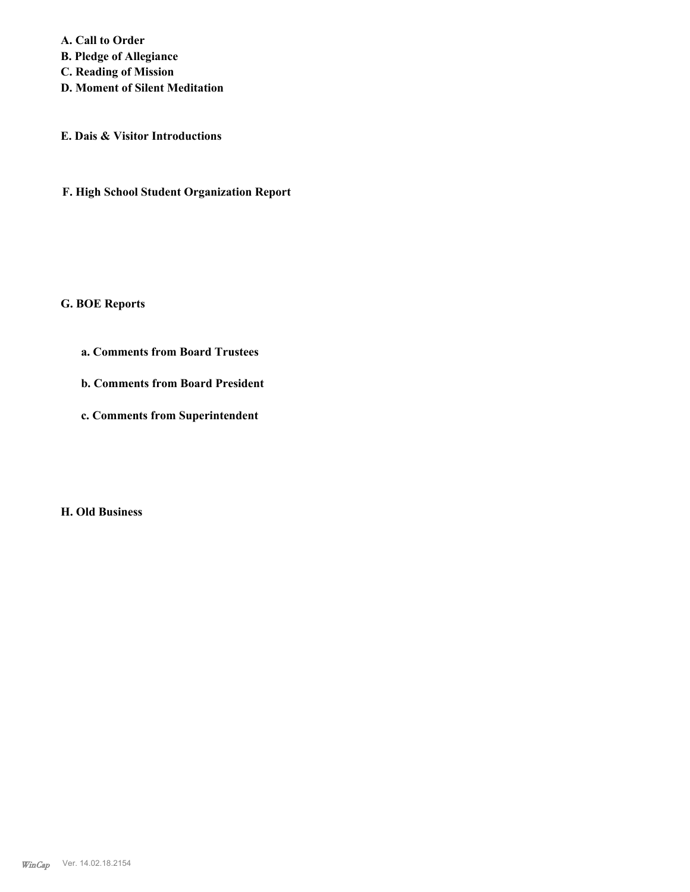**A. Call to Order**
**B. Pledge of Allegiance**
**C. Reading of Mission**
**D. Moment of Silent Meditation**

**E. Dais & Visitor Introductions**

**F. High School Student Organization Report**

**G. BOE Reports**

**a. Comments from Board Trustees**

**b. Comments from Board President**

**c. Comments from Superintendent**

**H. Old Business**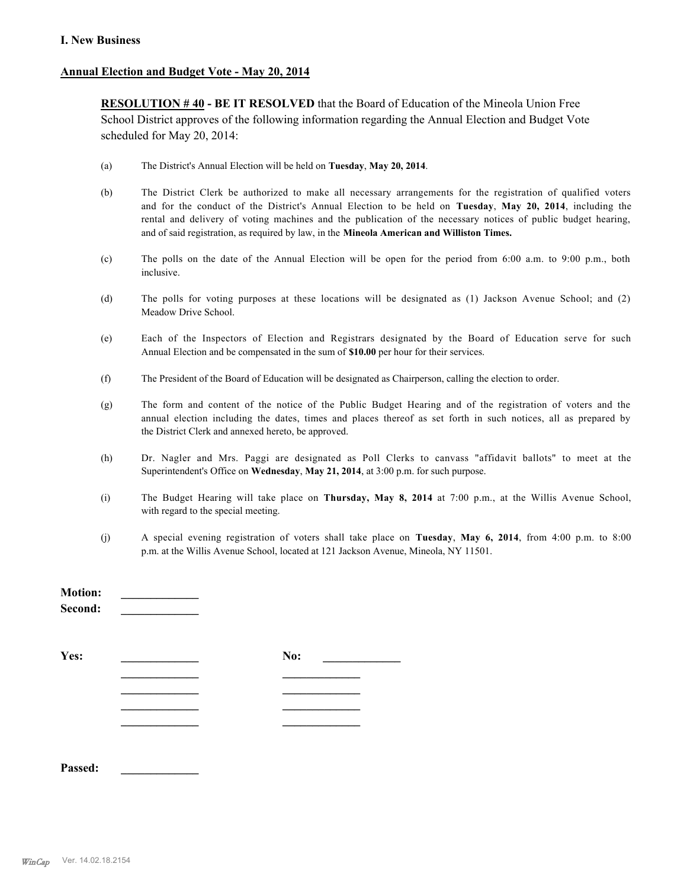## I. New Business

### Annual Election and Budget Vote - May 20, 2014

**RESOLUTION # 40 - BE IT RESOLVED** that the Board of Education of the Mineola Union Free School District approves of the following information regarding the Annual Election and Budget Vote scheduled for May 20, 2014:

(a) The District's Annual Election will be held on **Tuesday**, **May 20, 2014**.

(b) The District Clerk be authorized to make all necessary arrangements for the registration of qualified voters and for the conduct of the District's Annual Election to be held on **Tuesday**, **May 20, 2014**, including the rental and delivery of voting machines and the publication of the necessary notices of public budget hearing, and of said registration, as required by law, in the **Mineola American and Williston Times.**

(c) The polls on the date of the Annual Election will be open for the period from 6:00 a.m. to 9:00 p.m., both inclusive.

(d) The polls for voting purposes at these locations will be designated as (1) Jackson Avenue School; and (2) Meadow Drive School.

(e) Each of the Inspectors of Election and Registrars designated by the Board of Education serve for such Annual Election and be compensated in the sum of **$10.00** per hour for their services.

(f) The President of the Board of Education will be designated as Chairperson, calling the election to order.

(g) The form and content of the notice of the Public Budget Hearing and of the registration of voters and the annual election including the dates, times and places thereof as set forth in such notices, all as prepared by the District Clerk and annexed hereto, be approved.

(h) Dr. Nagler and Mrs. Paggi are designated as Poll Clerks to canvass "affidavit ballots" to meet at the Superintendent's Office on **Wednesday**, **May 21, 2014**, at 3:00 p.m. for such purpose.

(i) The Budget Hearing will take place on **Thursday, May 8, 2014** at 7:00 p.m., at the Willis Avenue School, with regard to the special meeting.

(j) A special evening registration of voters shall take place on **Tuesday**, **May 6, 2014**, from 4:00 p.m. to 8:00 p.m. at the Willis Avenue School, located at 121 Jackson Avenue, Mineola, NY 11501.

**Motion:** _____________
**Second:** _____________

**Yes:** _____________ **No:** _____________
_____________ _____________
_____________ _____________
_____________ _____________
_____________ _____________

**Passed:** _____________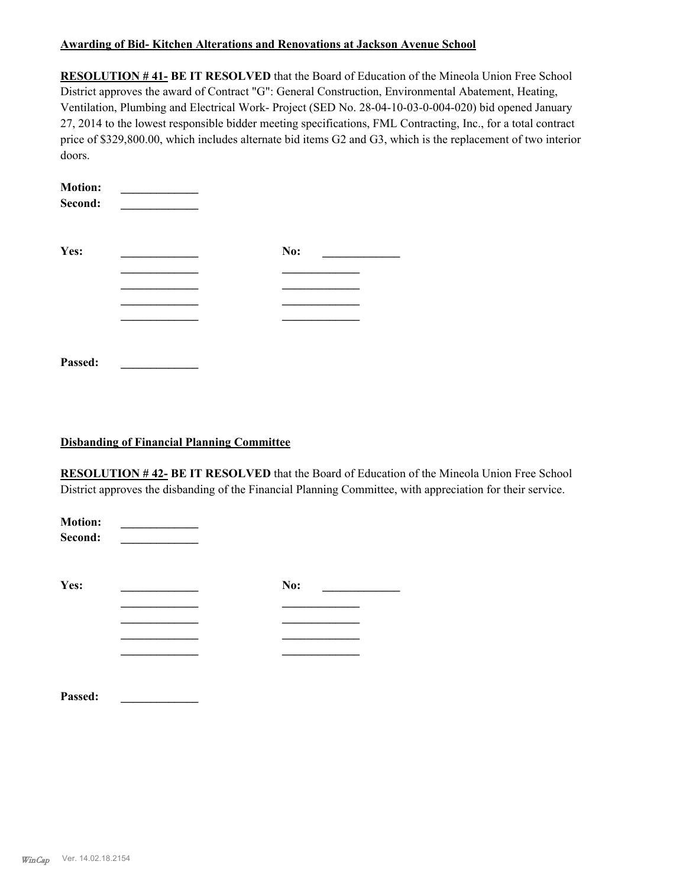**Awarding of Bid- Kitchen Alterations and Renovations at Jackson Avenue School**

**RESOLUTION # 41- BE IT RESOLVED** that the Board of Education of the Mineola Union Free School District approves the award of Contract "G": General Construction, Environmental Abatement, Heating, Ventilation, Plumbing and Electrical Work- Project (SED No. 28-04-10-03-0-004-020) bid opened January 27, 2014 to the lowest responsible bidder meeting specifications, FML Contracting, Inc., for a total contract price of $329,800.00, which includes alternate bid items G2 and G3, which is the replacement of two interior doors.

**Motion:** _____________
**Second:** _____________

**Yes:** _____________ **No:** _____________
_____________ _____________
_____________ _____________
_____________ _____________
_____________ _____________

**Passed:** _____________

**Disbanding of Financial Planning Committee**

**RESOLUTION # 42- BE IT RESOLVED** that the Board of Education of the Mineola Union Free School District approves the disbanding of the Financial Planning Committee, with appreciation for their service.

**Motion:** _____________
**Second:** _____________

**Yes:** _____________ **No:** _____________
_____________ _____________
_____________ _____________
_____________ _____________
_____________ _____________

**Passed:** _____________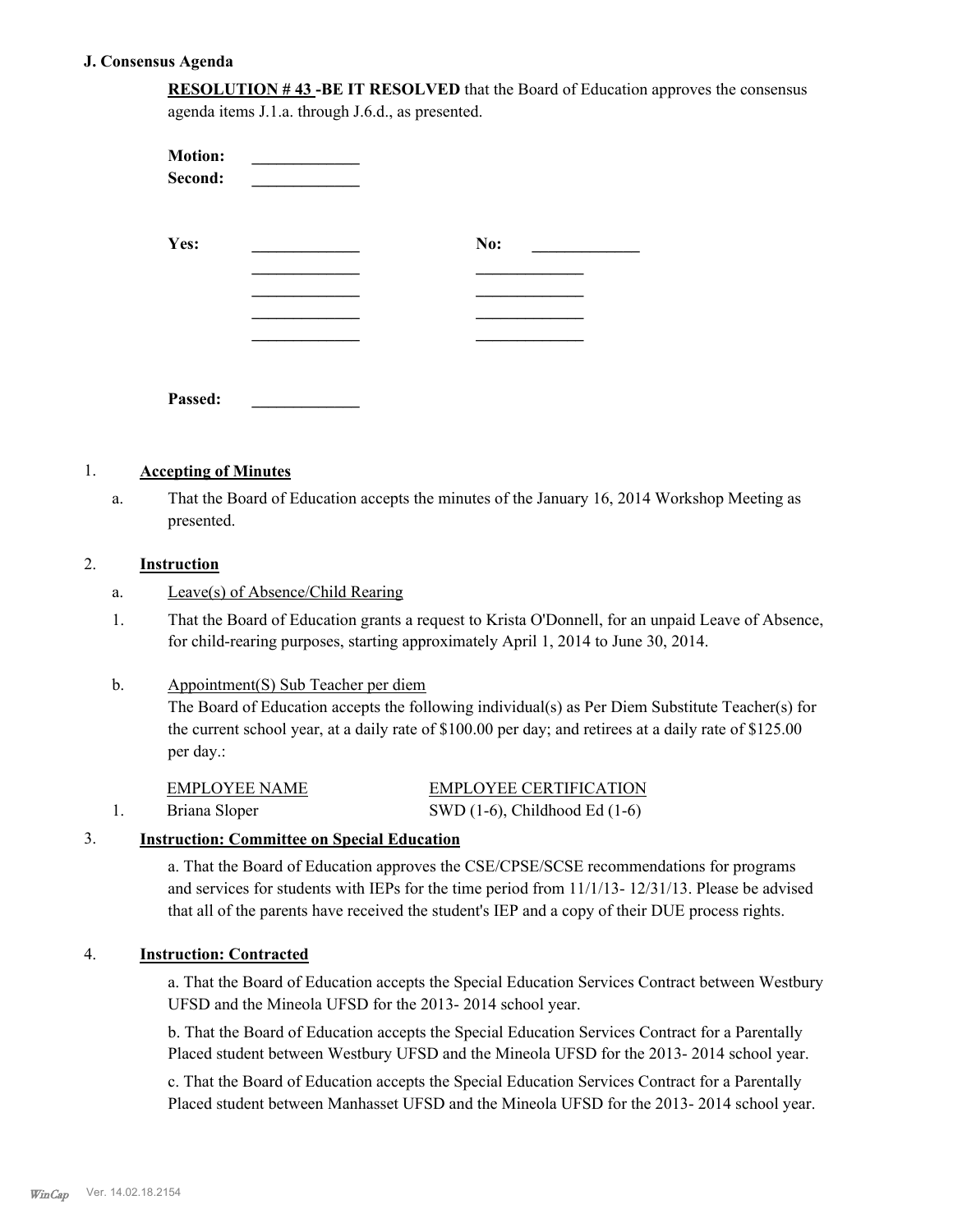### J. Consensus Agenda

**RESOLUTION # 43 -BE IT RESOLVED** that the Board of Education approves the consensus agenda items J.1.a. through J.6.d., as presented.

**Motion:** _____________
**Second:** _____________

| **Yes:** | _____________ | **No:** | _____________ |
|---|---|---|---|
| | _____________ | | _____________ |
| | _____________ | | _____________ |
| | _____________ | | _____________ |
| | _____________ | | _____________ |

**Passed:** _____________

1. **Accepting of Minutes**

   a. That the Board of Education accepts the minutes of the January 16, 2014 Workshop Meeting as presented.

2. **Instruction**

   a. Leave(s) of Absence/Child Rearing

   1. That the Board of Education grants a request to Krista O'Donnell, for an unpaid Leave of Absence, for child-rearing purposes, starting approximately April 1, 2014 to June 30, 2014.

   b. Appointment(S) Sub Teacher per diem

   The Board of Education accepts the following individual(s) as Per Diem Substitute Teacher(s) for the current school year, at a daily rate of $100.00 per day; and retirees at a daily rate of $125.00 per day.:

   | | EMPLOYEE NAME | EMPLOYEE CERTIFICATION |
   |---|---|---|
   | 1. | Briana Sloper | SWD (1-6), Childhood Ed (1-6) |

3. **Instruction: Committee on Special Education**

   a. That the Board of Education approves the CSE/CPSE/SCSE recommendations for programs and services for students with IEPs for the time period from 11/1/13- 12/31/13. Please be advised that all of the parents have received the student's IEP and a copy of their DUE process rights.

4. **Instruction: Contracted**

   a. That the Board of Education accepts the Special Education Services Contract between Westbury UFSD and the Mineola UFSD for the 2013- 2014 school year.

   b. That the Board of Education accepts the Special Education Services Contract for a Parentally Placed student between Westbury UFSD and the Mineola UFSD for the 2013- 2014 school year.

   c. That the Board of Education accepts the Special Education Services Contract for a Parentally Placed student between Manhasset UFSD and the Mineola UFSD for the 2013- 2014 school year.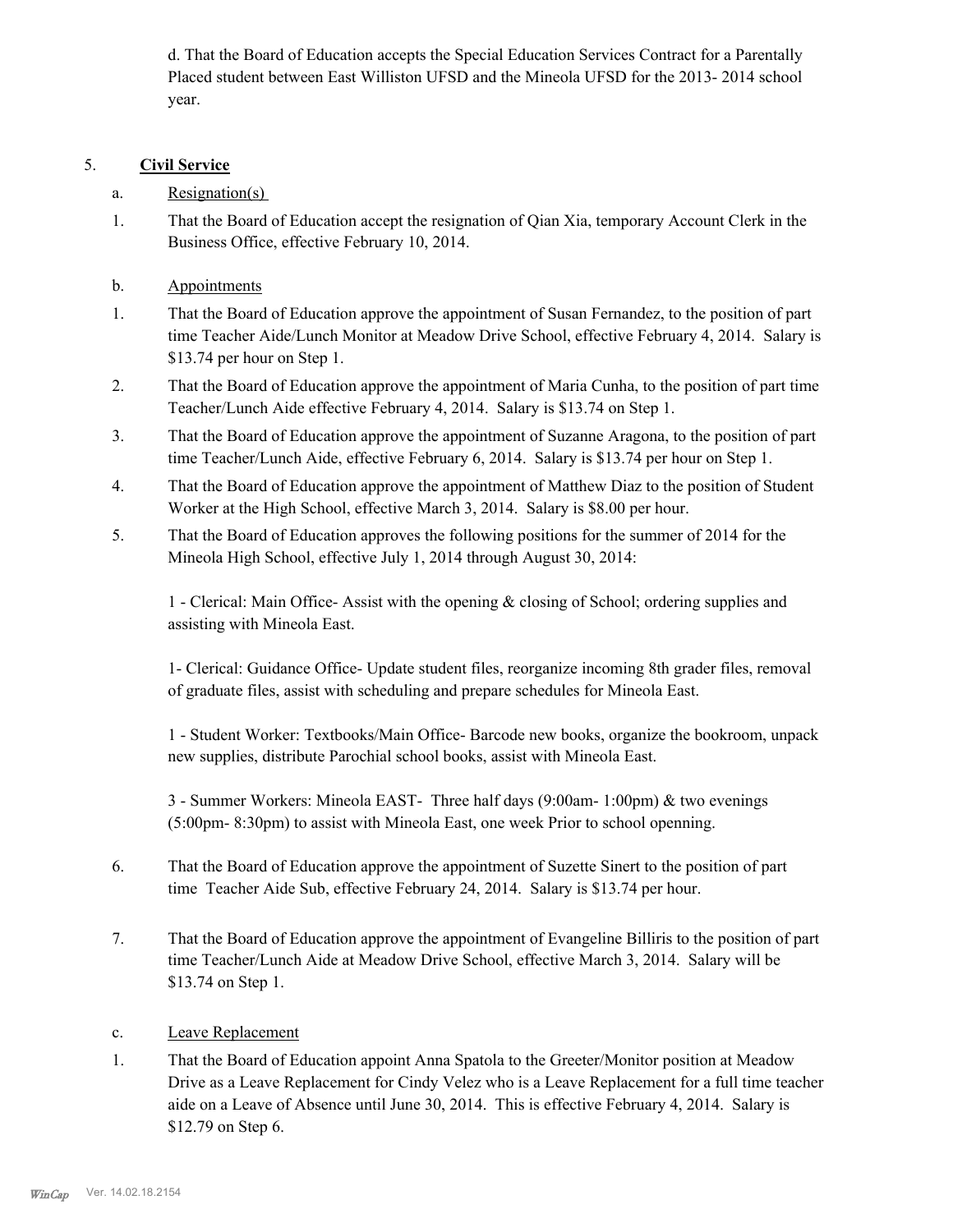d. That the Board of Education accepts the Special Education Services Contract for a Parentally Placed student between East Williston UFSD and the Mineola UFSD for the 2013- 2014 school year.

5. **Civil Service**

a. Resignation(s)

1. That the Board of Education accept the resignation of Qian Xia, temporary Account Clerk in the Business Office, effective February 10, 2014.

b. Appointments

1. That the Board of Education approve the appointment of Susan Fernandez, to the position of part time Teacher Aide/Lunch Monitor at Meadow Drive School, effective February 4, 2014. Salary is $13.74 per hour on Step 1.

2. That the Board of Education approve the appointment of Maria Cunha, to the position of part time Teacher/Lunch Aide effective February 4, 2014. Salary is $13.74 on Step 1.

3. That the Board of Education approve the appointment of Suzanne Aragona, to the position of part time Teacher/Lunch Aide, effective February 6, 2014. Salary is $13.74 per hour on Step 1.

4. That the Board of Education approve the appointment of Matthew Diaz to the position of Student Worker at the High School, effective March 3, 2014. Salary is $8.00 per hour.

5. That the Board of Education approves the following positions for the summer of 2014 for the Mineola High School, effective July 1, 2014 through August 30, 2014:

   1 - Clerical: Main Office- Assist with the opening & closing of School; ordering supplies and assisting with Mineola East.

   1- Clerical: Guidance Office- Update student files, reorganize incoming 8th grader files, removal of graduate files, assist with scheduling and prepare schedules for Mineola East.

   1 - Student Worker: Textbooks/Main Office- Barcode new books, organize the bookroom, unpack new supplies, distribute Parochial school books, assist with Mineola East.

   3 - Summer Workers: Mineola EAST- Three half days (9:00am- 1:00pm) & two evenings (5:00pm- 8:30pm) to assist with Mineola East, one week Prior to school openning.

6. That the Board of Education approve the appointment of Suzette Sinert to the position of part time Teacher Aide Sub, effective February 24, 2014. Salary is $13.74 per hour.

7. That the Board of Education approve the appointment of Evangeline Billiris to the position of part time Teacher/Lunch Aide at Meadow Drive School, effective March 3, 2014. Salary will be $13.74 on Step 1.

c. Leave Replacement

1. That the Board of Education appoint Anna Spatola to the Greeter/Monitor position at Meadow Drive as a Leave Replacement for Cindy Velez who is a Leave Replacement for a full time teacher aide on a Leave of Absence until June 30, 2014. This is effective February 4, 2014. Salary is $12.79 on Step 6.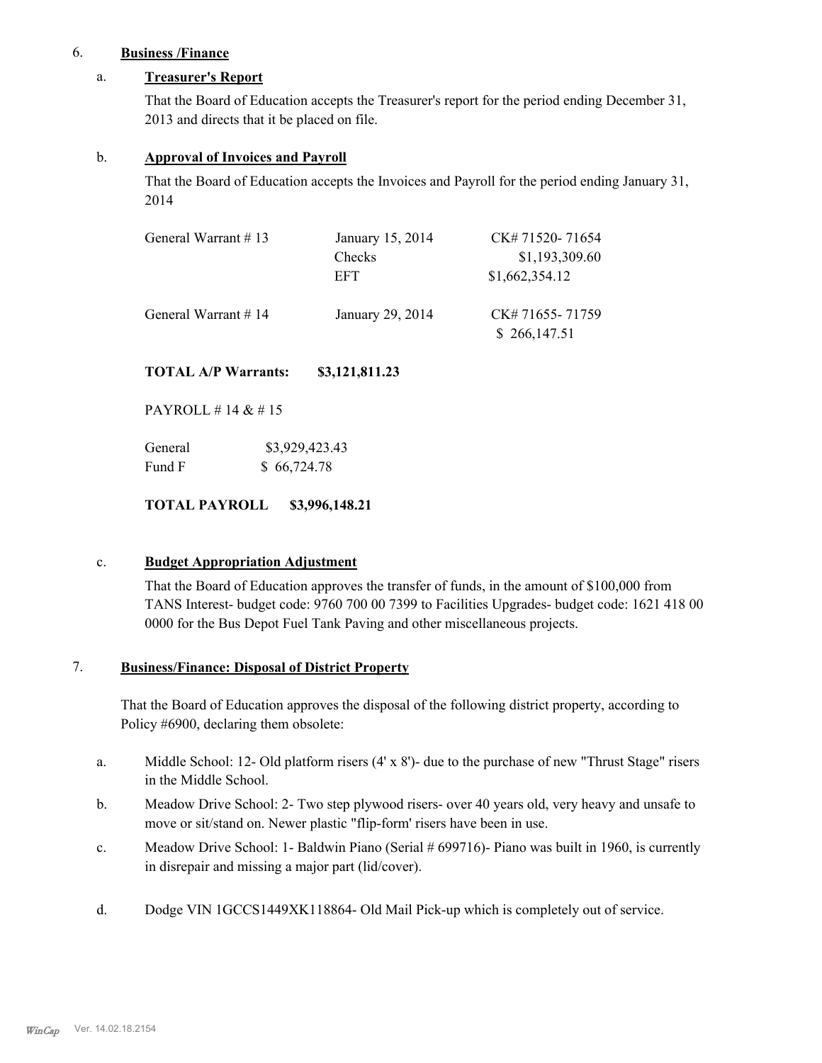6. **Business /Finance**

a. **Treasurer's Report**

That the Board of Education accepts the Treasurer's report for the period ending December 31, 2013 and directs that it be placed on file.

b. **Approval of Invoices and Payroll**

That the Board of Education accepts the Invoices and Payroll for the period ending January 31, 2014

| | | |
|---|---|---|
| General Warrant # 13 | January 15, 2014 | CK# 71520- 71654 |
| | Checks | $1,193,309.60 |
| | EFT | $1,662,354.12 |
| General Warrant # 14 | January 29, 2014 | CK# 71655- 71759 |
| | | $ 266,147.51 |

**TOTAL A/P Warrants: $3,121,811.23**

PAYROLL # 14 & # 15

| | |
|---|---|
| General | $3,929,423.43 |
| Fund F | $ 66,724.78 |

**TOTAL PAYROLL $3,996,148.21**

c. **Budget Appropriation Adjustment**

That the Board of Education approves the transfer of funds, in the amount of $100,000 from TANS Interest- budget code: 9760 700 00 7399 to Facilities Upgrades- budget code: 1621 418 00 0000 for the Bus Depot Fuel Tank Paving and other miscellaneous projects.

7. **Business/Finance: Disposal of District Property**

That the Board of Education approves the disposal of the following district property, according to Policy #6900, declaring them obsolete:

a. Middle School: 12- Old platform risers (4' x 8')- due to the purchase of new "Thrust Stage" risers in the Middle School.

b. Meadow Drive School: 2- Two step plywood risers- over 40 years old, very heavy and unsafe to move or sit/stand on. Newer plastic "flip-form' risers have been in use.

c. Meadow Drive School: 1- Baldwin Piano (Serial # 699716)- Piano was built in 1960, is currently in disrepair and missing a major part (lid/cover).

d. Dodge VIN 1GCCS1449XK118864- Old Mail Pick-up which is completely out of service.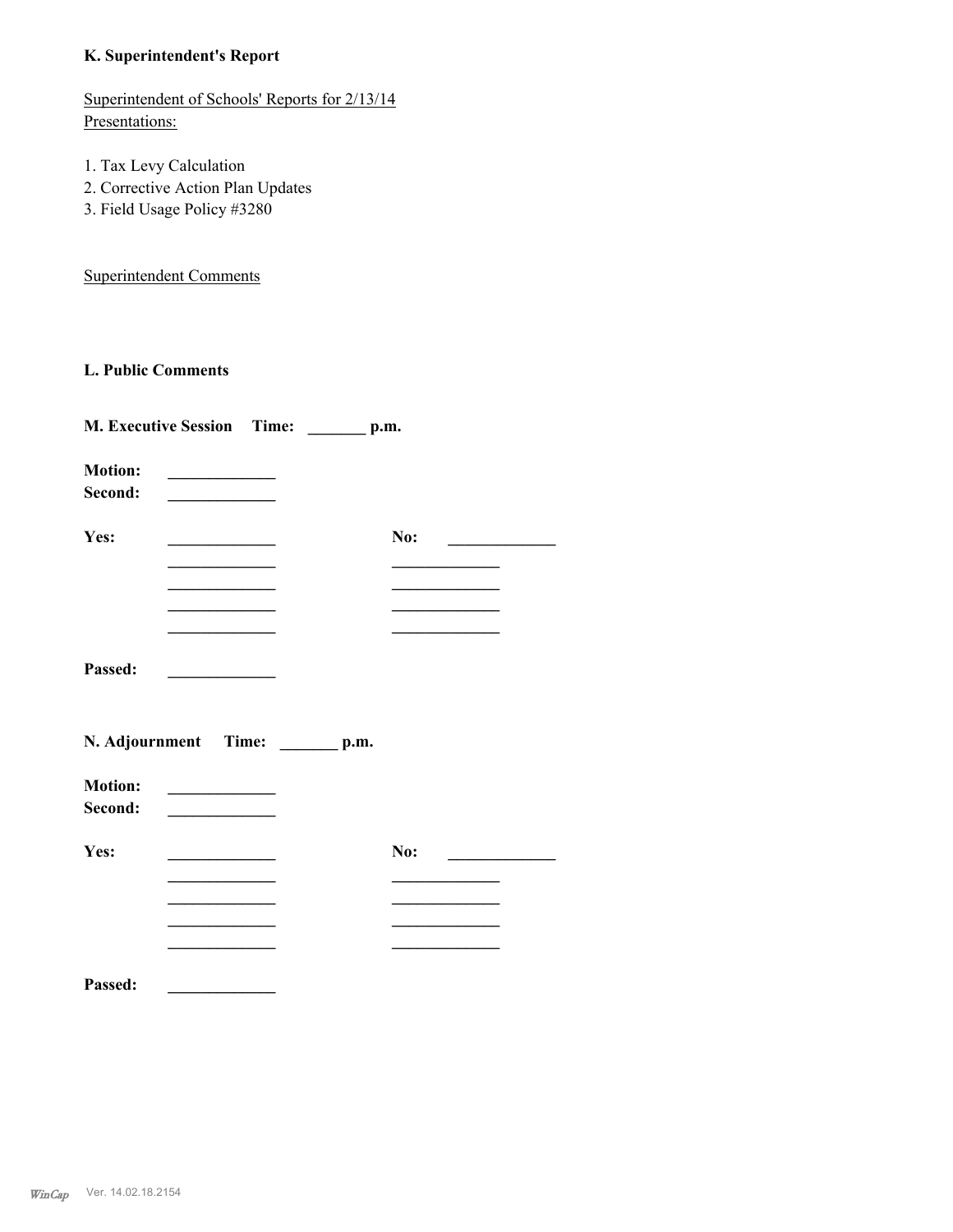### K. Superintendent's Report

Superintendent of Schools' Reports for 2/13/14
Presentations:

1. Tax Levy Calculation
2. Corrective Action Plan Updates
3. Field Usage Policy #3280

Superintendent Comments

### L. Public Comments

### M. Executive Session Time: _______ p.m.

**Motion:** _____________
**Second:** _____________

| | | | |
|---|---|---|---|
| **Yes:** | _____________ | **No:** | _____________ |
| | _____________ | | _____________ |
| | _____________ | | _____________ |
| | _____________ | | _____________ |
| | _____________ | | _____________ |

**Passed:** _____________

### N. Adjournment Time: _______ p.m.

**Motion:** _____________
**Second:** _____________

| | | | |
|---|---|---|---|
| **Yes:** | _____________ | **No:** | _____________ |
| | _____________ | | _____________ |
| | _____________ | | _____________ |
| | _____________ | | _____________ |
| | _____________ | | _____________ |

**Passed:** _____________